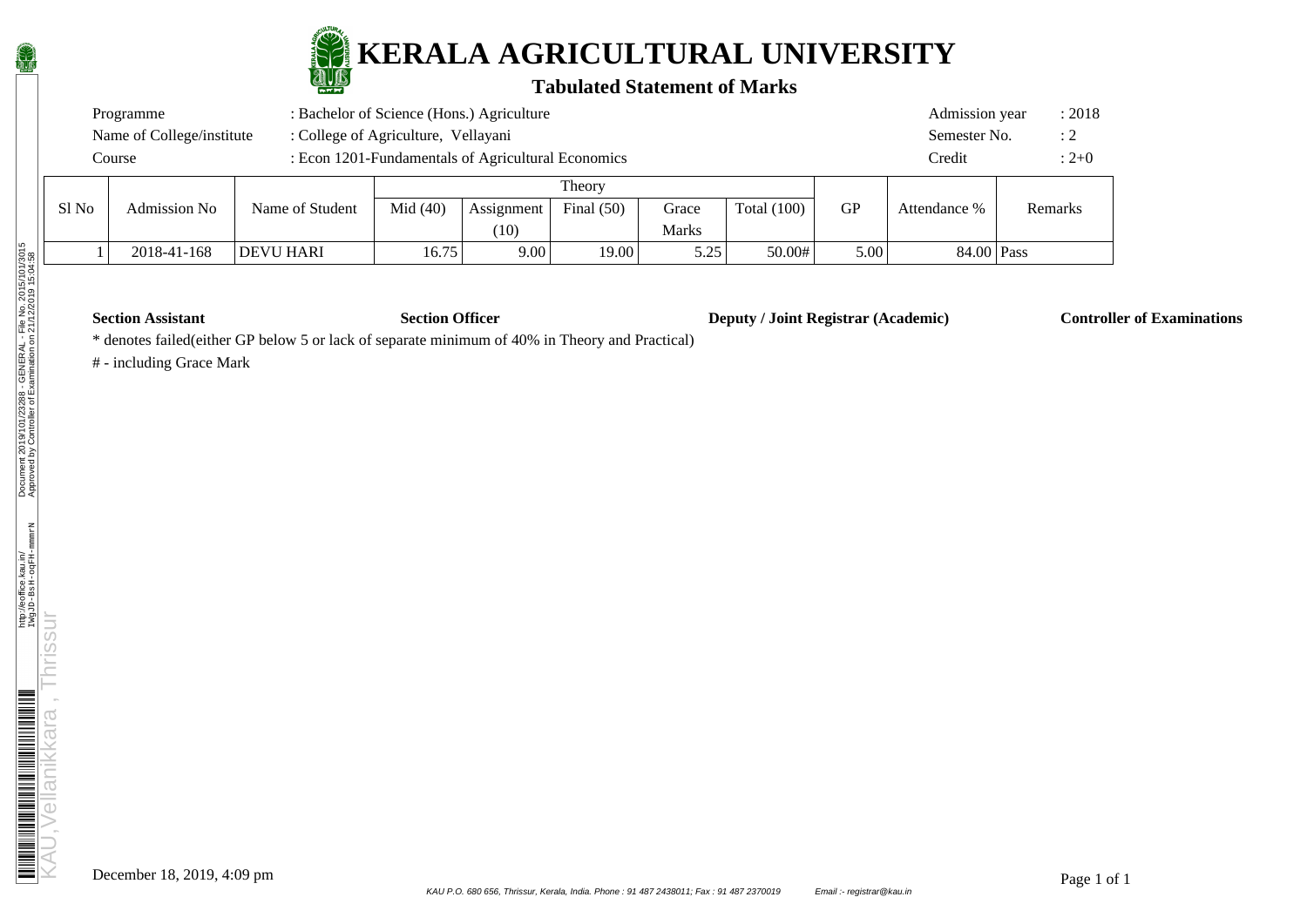# KERALA AGRICULTURAL UNIVERSITY

## Tabulated Statement of Marks

| | | | |
|---|---|---|---|
| Programme | : Bachelor of Science (Hons.) Agriculture | Admission year | : 2018 |
| Name of College/institute | : College of Agriculture, Vellayani | Semester No. | : 2 |
| Course | : Econ 1201-Fundamentals of Agricultural Economics | Credit | : 2+0 |

| Sl No | Admission No | Name of Student | Theory | | | | | GP | Attendance % | Remarks |
|---|---|---|---|---|---|---|---|---|---|---|
| | | | Mid (40) | Assignment (10) | Final (50) | Grace Marks | Total (100) | | | |
| 1 | 2018-41-168 | DEVU HARI | 16.75 | 9.00 | 19.00 | 5.25 | 50.00# | 5.00 | 84.00 | Pass |

**Section Assistant** **Section Officer** **Deputy / Joint Registrar (Academic)** **Controller of Examinations**

* denotes failed(either GP below 5 or lack of separate minimum of 40% in Theory and Practical)

# - including Grace Mark

December 18, 2019, 4:09 pm

KAU P.O. 680 656, Thrissur, Kerala, India. Phone : 91 487 2438011; Fax : 91 487 2370019 Email :- registrar@kau.in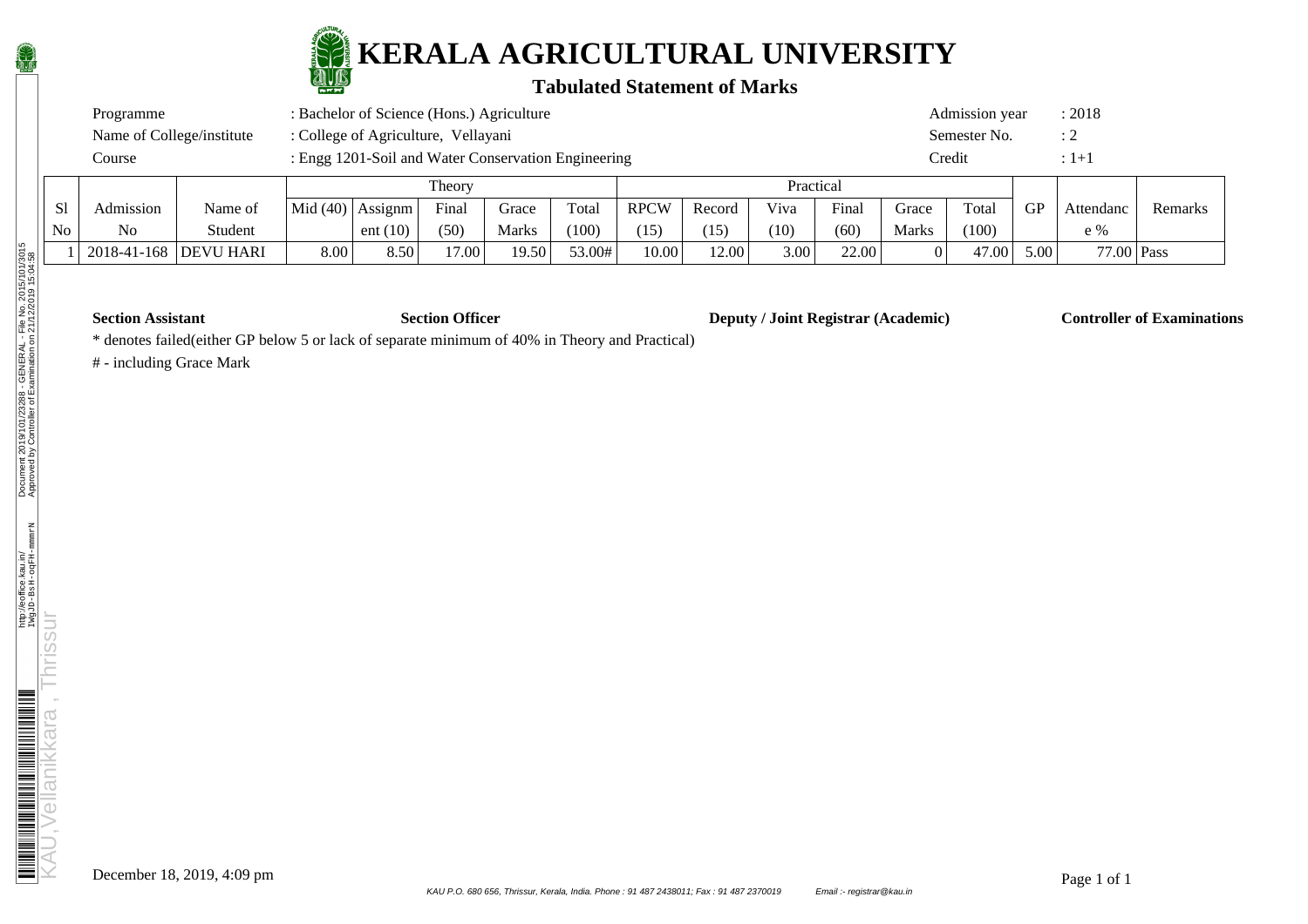# KERALA AGRICULTURAL UNIVERSITY

## Tabulated Statement of Marks

| | | | |
|---|---|---|---|
| Programme | : Bachelor of Science (Hons.) Agriculture | Admission year | : 2018 |
| Name of College/institute | : College of Agriculture, Vellayani | Semester No. | : 2 |
| Course | : Engg 1201-Soil and Water Conservation Engineering | Credit | : 1+1 |

| | | | Theory | | | | | Practical | | | | | | | | | |
|---|---|---|---|---|---|---|---|---|---|---|---|---|---|---|---|---|
| Sl No | Admission No | Name of Student | Mid (40) | Assignment (10) | Final (50) | Grace Marks | Total (100) | RPCW (15) | Record (15) | Viva (10) | Final (60) | Grace Marks | Total (100) | GP | Attendance % | Remarks |
| 1 | 2018-41-168 | DEVU HARI | 8.00 | 8.50 | 17.00 | 19.50 | 53.00# | 10.00 | 12.00 | 3.00 | 22.00 | 0 | 47.00 | 5.00 | 77.00 | Pass |

**Section Assistant** **Section Officer** **Deputy / Joint Registrar (Academic)** **Controller of Examinations**

* denotes failed(either GP below 5 or lack of separate minimum of 40% in Theory and Practical)

# - including Grace Mark

December 18, 2019, 4:09 pm

KAU P.O. 680 656, Thrissur, Kerala, India. Phone : 91 487 2438011; Fax : 91 487 2370019 Email :- registrar@kau.in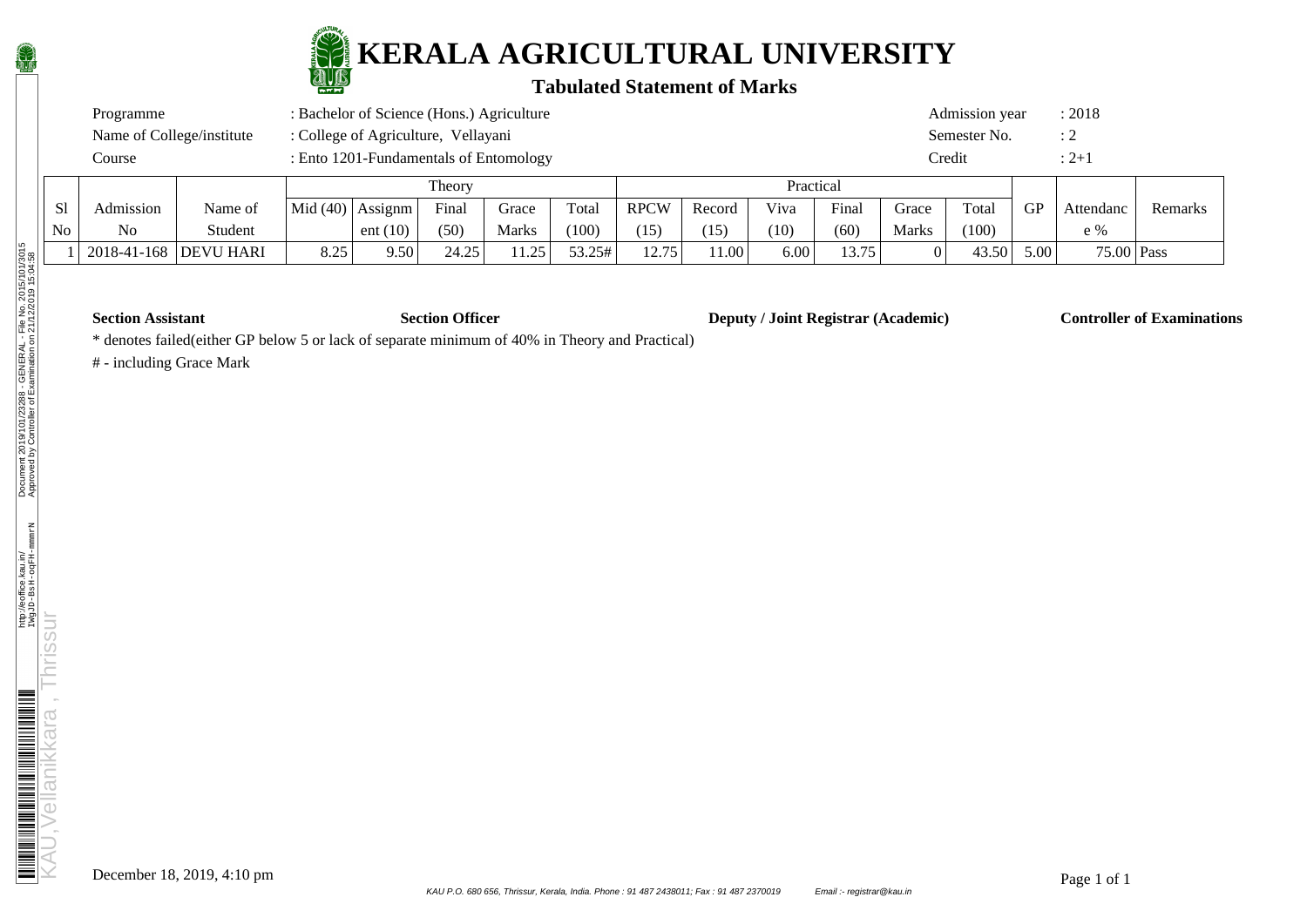# KERALA AGRICULTURAL UNIVERSITY

## Tabulated Statement of Marks

| | | | |
|---|---|---|---|
| Programme | : Bachelor of Science (Hons.) Agriculture | Admission year | : 2018 |
| Name of College/institute | : College of Agriculture, Vellayani | Semester No. | : 2 |
| Course | : Ento 1201-Fundamentals of Entomology | Credit | : 2+1 |

| Sl No | Admission No | Name of Student | Theory | | | | | Practical | | | | | | GP | Attendance % | Remarks |
|---|---|---|---|---|---|---|---|---|---|---|---|---|---|---|---|---|
| | | | Mid (40) | Assignment (10) | Final (50) | Grace Marks | Total (100) | RPCW (15) | Record (15) | Viva (10) | Final (60) | Grace Marks | Total (100) | | | |
| 1 | 2018-41-168 | DEVU HARI | 8.25 | 9.50 | 24.25 | 11.25 | 53.25# | 12.75 | 11.00 | 6.00 | 13.75 | 0 | 43.50 | 5.00 | 75.00 | Pass |

**Section Assistant** **Section Officer** **Deputy / Joint Registrar (Academic)** **Controller of Examinations**

* denotes failed(either GP below 5 or lack of separate minimum of 40% in Theory and Practical)

# - including Grace Mark

December 18, 2019, 4:10 pm

KAU P.O. 680 656, Thrissur, Kerala, India. Phone : 91 487 2438011; Fax : 91 487 2370019 Email :- registrar@kau.in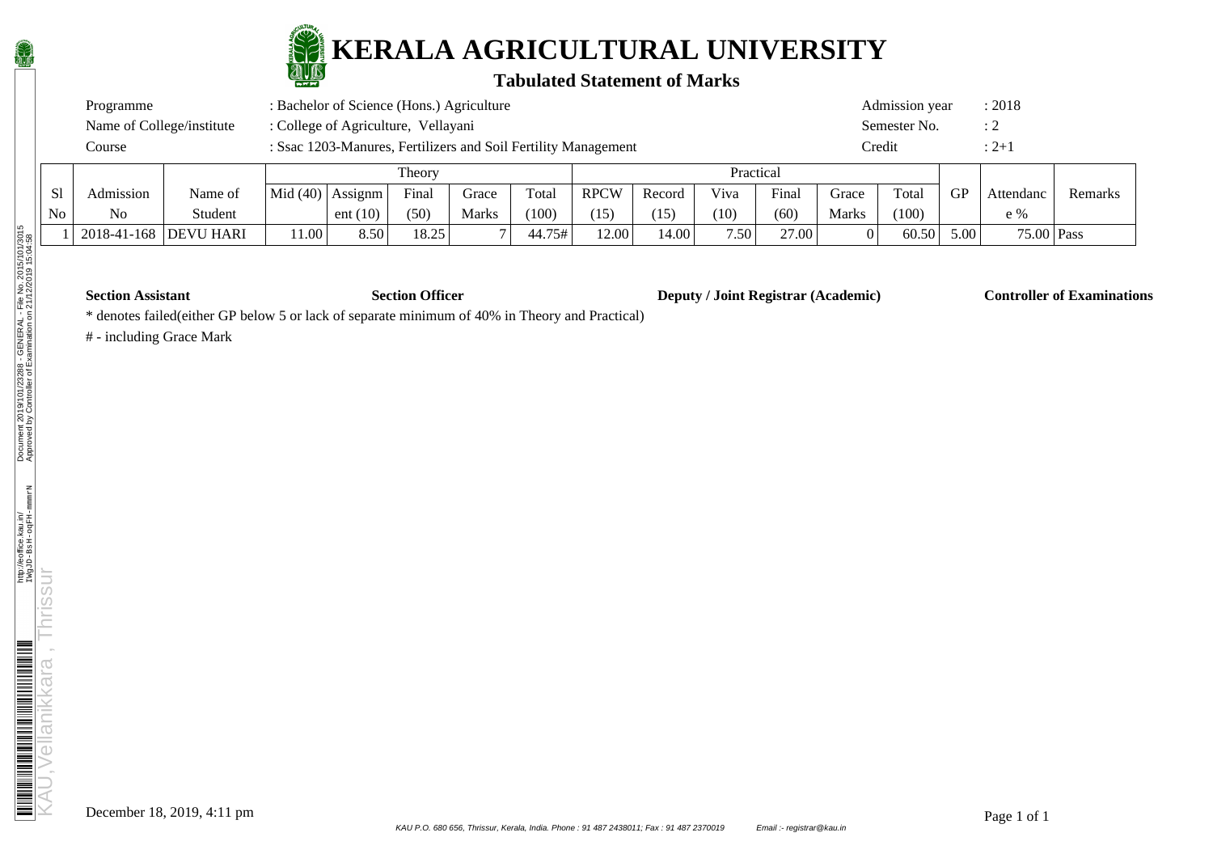# KERALA AGRICULTURAL UNIVERSITY

## Tabulated Statement of Marks

| | | | |
|---|---|---|---|
| Programme | : Bachelor of Science (Hons.) Agriculture | Admission year | : 2018 |
| Name of College/institute | : College of Agriculture, Vellayani | Semester No. | : 2 |
| Course | : Ssac 1203-Manures, Fertilizers and Soil Fertility Management | Credit | : 2+1 |

| Sl No | Admission No | Name of Student | Theory | | | | | Practical | | | | | | GP | Attendance % | Remarks |
|---|---|---|---|---|---|---|---|---|---|---|---|---|---|---|---|---|
| | | | Mid (40) | Assignment (10) | Final (50) | Grace Marks | Total (100) | RPCW (15) | Record (15) | Viva (10) | Final (60) | Grace Marks | Total (100) | | | |
| 1 | 2018-41-168 | DEVU HARI | 11.00 | 8.50 | 18.25 | 7 | 44.75# | 12.00 | 14.00 | 7.50 | 27.00 | 0 | 60.50 | 5.00 | 75.00 | Pass |

**Section Assistant** **Section Officer** **Deputy / Joint Registrar (Academic)** **Controller of Examinations**

* denotes failed(either GP below 5 or lack of separate minimum of 40% in Theory and Practical)

# - including Grace Mark

December 18, 2019, 4:11 pm

KAU P.O. 680 656, Thrissur, Kerala, India. Phone : 91 487 2438011; Fax : 91 487 2370019 Email :- registrar@kau.in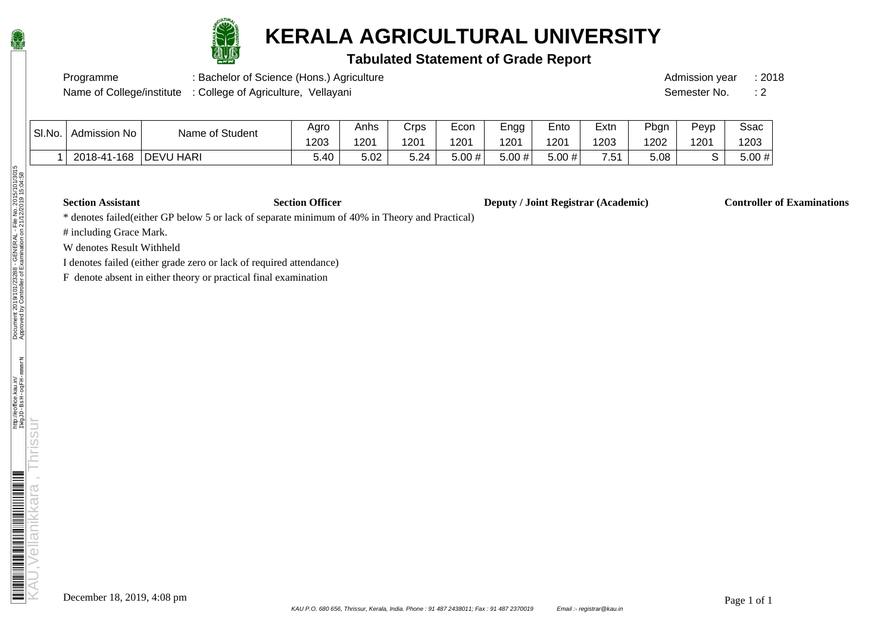# KERALA AGRICULTURAL UNIVERSITY

## Tabulated Statement of Grade Report

Programme : Bachelor of Science (Hons.) Agriculture

Name of College/institute : College of Agriculture, Vellayani

Admission year : 2018

Semester No. : 2

| Sl.No. | Admission No | Name of Student | Agro 1203 | Anhs 1201 | Crps 1201 | Econ 1201 | Engg 1201 | Ento 1201 | Extn 1203 | Pbgn 1202 | Peyp 1201 | Ssac 1203 |
|---|---|---|---|---|---|---|---|---|---|---|---|---|
| 1 | 2018-41-168 | DEVU HARI | 5.40 | 5.02 | 5.24 | 5.00 # | 5.00 # | 5.00 # | 7.51 | 5.08 | S | 5.00 # |

**Section Assistant** **Section Officer** **Deputy / Joint Registrar (Academic)** **Controller of Examinations**

* denotes failed(either GP below 5 or lack of separate minimum of 40% in Theory and Practical)

# including Grace Mark.

W denotes Result Withheld

I denotes failed (either grade zero or lack of required attendance)

F denote absent in either theory or practical final examination

December 18, 2019, 4:08 pm

KAU P.O. 680 656, Thrissur, Kerala, India. Phone : 91 487 2438011; Fax : 91 487 2370019 Email :- registrar@kau.in